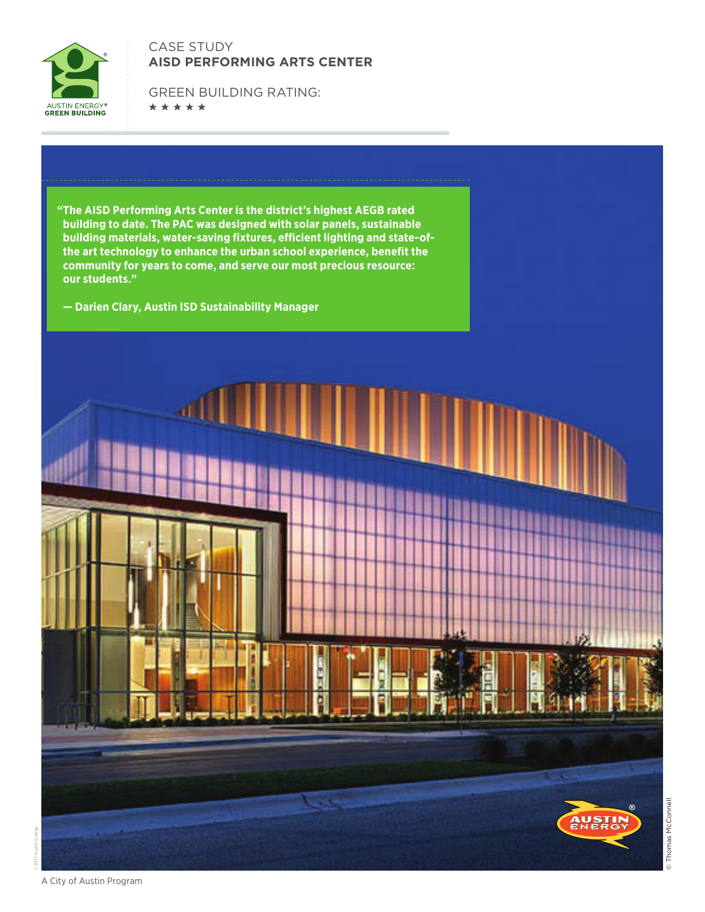AUSTIN ENERGY® GREEN BUILDING

CASE STUDY
# AISD PERFORMING ARTS CENTER

GREEN BUILDING RATING:
★★★★★

**"The AISD Performing Arts Center is the district's highest AEGB rated building to date. The PAC was designed with solar panels, sustainable building materials, water-saving fixtures, efficient lighting and state-of-the art technology to enhance the urban school experience, benefit the community for years to come, and serve our most precious resource: our students."**

**— Darien Clary, Austin ISD Sustainability Manager**

© Thomas McConnell

© 2017 Austin Energy

A City of Austin Program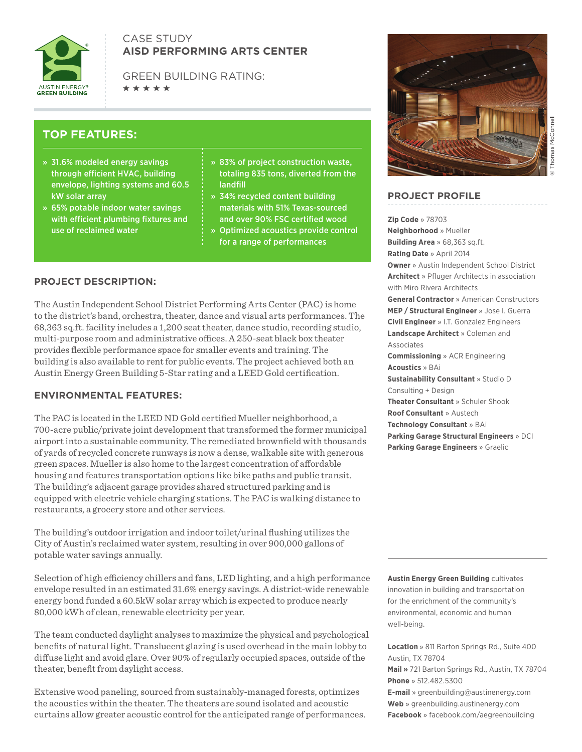AUSTIN ENERGY® GREEN BUILDING

CASE STUDY
# AISD PERFORMING ARTS CENTER

GREEN BUILDING RATING:
★ ★ ★ ★ ★

## TOP FEATURES:

- » 31.6% modeled energy savings through efficient HVAC, building envelope, lighting systems and 60.5 kW solar array
- » 65% potable indoor water savings with efficient plumbing fixtures and use of reclaimed water
- » 83% of project construction waste, totaling 835 tons, diverted from the landfill
- » 34% recycled content building materials with 51% Texas-sourced and over 90% FSC certified wood
- » Optimized acoustics provide control for a range of performances

## PROJECT DESCRIPTION:

The Austin Independent School District Performing Arts Center (PAC) is home to the district's band, orchestra, theater, dance and visual arts performances. The 68,363 sq.ft. facility includes a 1,200 seat theater, dance studio, recording studio, multi-purpose room and administrative offices. A 250-seat black box theater provides flexible performance space for smaller events and training. The building is also available to rent for public events. The project achieved both an Austin Energy Green Building 5-Star rating and a LEED Gold certification.

## ENVIRONMENTAL FEATURES:

The PAC is located in the LEED ND Gold certified Mueller neighborhood, a 700-acre public/private joint development that transformed the former municipal airport into a sustainable community. The remediated brownfield with thousands of yards of recycled concrete runways is now a dense, walkable site with generous green spaces. Mueller is also home to the largest concentration of affordable housing and features transportation options like bike paths and public transit. The building's adjacent garage provides shared structured parking and is equipped with electric vehicle charging stations. The PAC is walking distance to restaurants, a grocery store and other services.

The building's outdoor irrigation and indoor toilet/urinal flushing utilizes the City of Austin's reclaimed water system, resulting in over 900,000 gallons of potable water savings annually.

Selection of high efficiency chillers and fans, LED lighting, and a high performance envelope resulted in an estimated 31.6% energy savings. A district-wide renewable energy bond funded a 60.5kW solar array which is expected to produce nearly 80,000 kWh of clean, renewable electricity per year.

The team conducted daylight analyses to maximize the physical and psychological benefits of natural light. Translucent glazing is used overhead in the main lobby to diffuse light and avoid glare. Over 90% of regularly occupied spaces, outside of the theater, benefit from daylight access.

Extensive wood paneling, sourced from sustainably-managed forests, optimizes the acoustics within the theater. The theaters are sound isolated and acoustic curtains allow greater acoustic control for the anticipated range of performances.

© Thomas McConnell

## PROJECT PROFILE

**Zip Code** » 78703
**Neighborhood** » Mueller
**Building Area** » 68,363 sq.ft.
**Rating Date** » April 2014
**Owner** » Austin Independent School District
**Architect** » Pfluger Architects in association with Miro Rivera Architects
**General Contractor** » American Constructors
**MEP / Structural Engineer** » Jose I. Guerra
**Civil Engineer** » I.T. Gonzalez Engineers
**Landscape Architect** » Coleman and Associates
**Commissioning** » ACR Engineering
**Acoustics** » BAi
**Sustainability Consultant** » Studio D Consulting + Design
**Theater Consultant** » Schuler Shook
**Roof Consultant** » Austech
**Technology Consultant** » BAi
**Parking Garage Structural Engineers** » DCI
**Parking Garage Engineers** » Graelic

**Austin Energy Green Building** cultivates innovation in building and transportation for the enrichment of the community's environmental, economic and human well-being.

**Location** » 811 Barton Springs Rd., Suite 400 Austin, TX 78704
**Mail** » 721 Barton Springs Rd., Austin, TX 78704
**Phone** » 512.482.5300
**E-mail** » greenbuilding@austinenergy.com
**Web** » greenbuilding.austinenergy.com
**Facebook** » facebook.com/aegreenbuilding